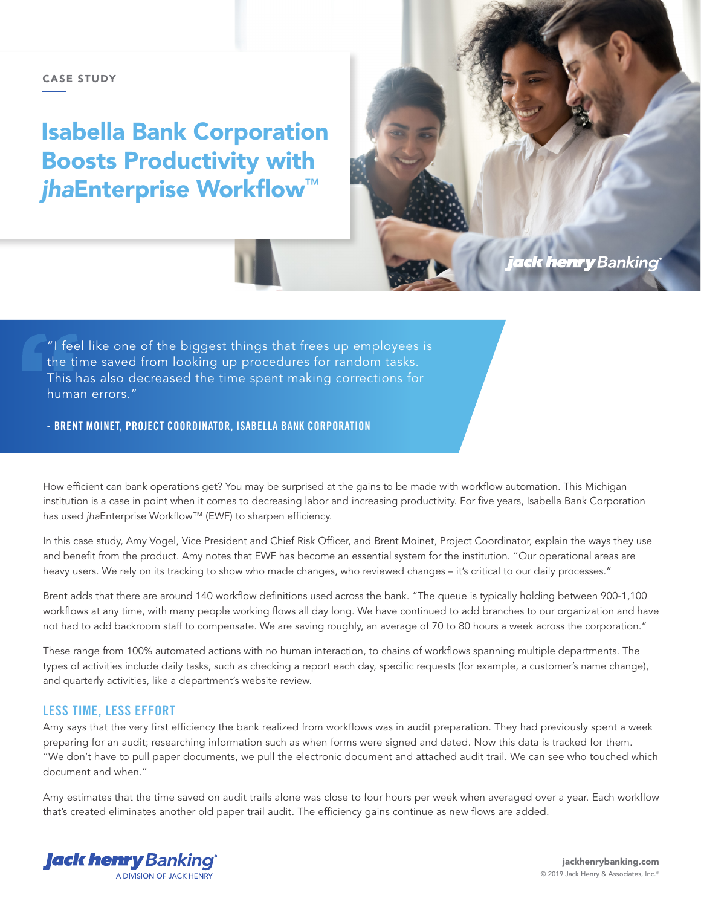CASE STUDY

# Isabella Bank Corporation Boosts Productivity with *jha*Enterprise Workflow™

> "I feel like one of the biggest things that frees up employees is the time saved from looking up procedures for random tasks. This has also decreased the time spent making corrections for human errors."
>
> **- BRENT MOINET, PROJECT COORDINATOR, ISABELLA BANK CORPORATION**

How efficient can bank operations get? You may be surprised at the gains to be made with workflow automation. This Michigan institution is a case in point when it comes to decreasing labor and increasing productivity. For five years, Isabella Bank Corporation has used *jha*Enterprise Workflow™ (EWF) to sharpen efficiency.

In this case study, Amy Vogel, Vice President and Chief Risk Officer, and Brent Moinet, Project Coordinator, explain the ways they use and benefit from the product. Amy notes that EWF has become an essential system for the institution. "Our operational areas are heavy users. We rely on its tracking to show who made changes, who reviewed changes – it's critical to our daily processes."

Brent adds that there are around 140 workflow definitions used across the bank. "The queue is typically holding between 900-1,100 workflows at any time, with many people working flows all day long. We have continued to add branches to our organization and have not had to add backroom staff to compensate. We are saving roughly, an average of 70 to 80 hours a week across the corporation."

These range from 100% automated actions with no human interaction, to chains of workflows spanning multiple departments. The types of activities include daily tasks, such as checking a report each day, specific requests (for example, a customer's name change), and quarterly activities, like a department's website review.

## LESS TIME, LESS EFFORT

Amy says that the very first efficiency the bank realized from workflows was in audit preparation. They had previously spent a week preparing for an audit; researching information such as when forms were signed and dated. Now this data is tracked for them. "We don't have to pull paper documents, we pull the electronic document and attached audit trail. We can see who touched which document and when."

Amy estimates that the time saved on audit trails alone was close to four hours per week when averaged over a year. Each workflow that's created eliminates another old paper trail audit. The efficiency gains continue as new flows are added.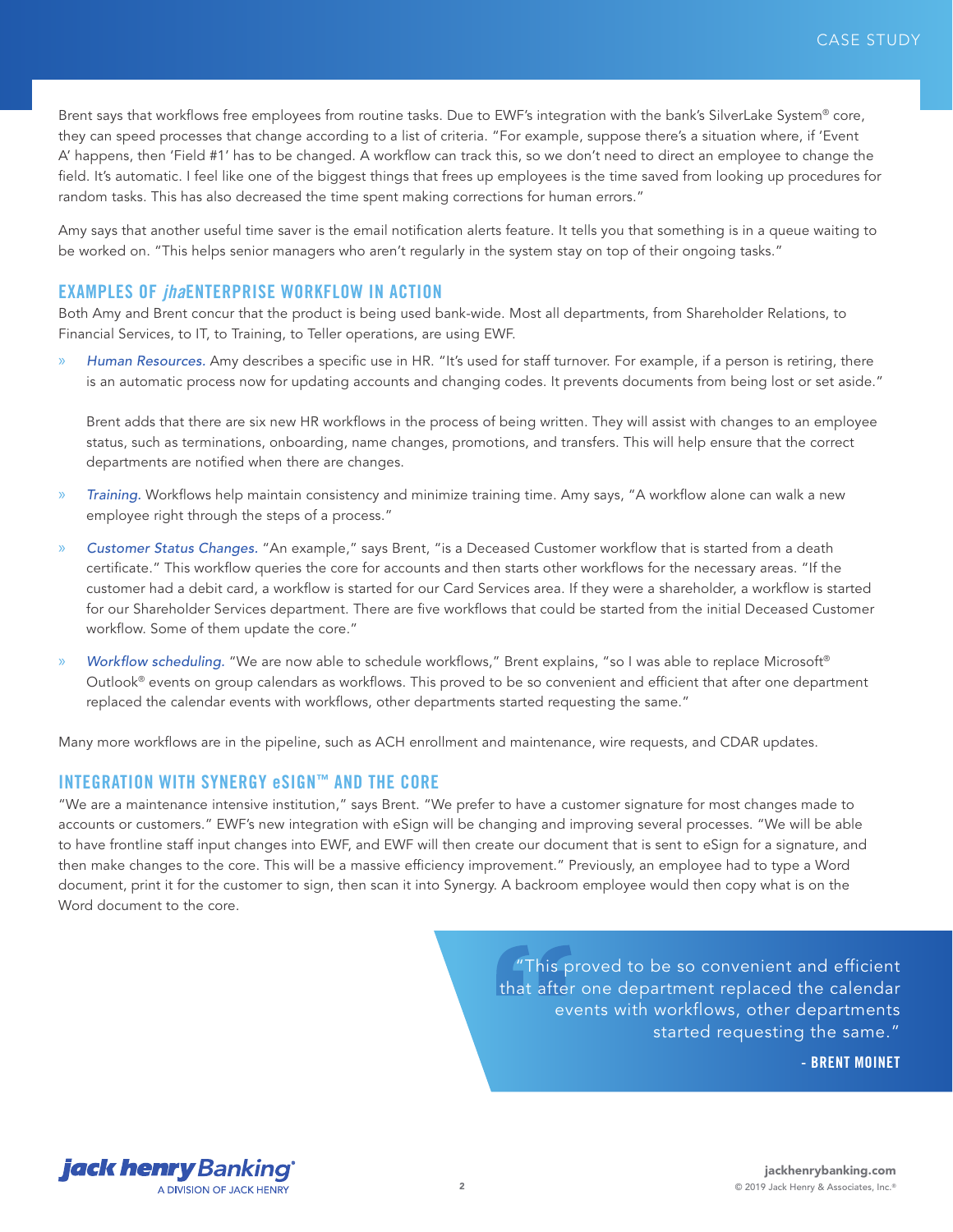Brent says that workflows free employees from routine tasks. Due to EWF's integration with the bank's SilverLake System® core, they can speed processes that change according to a list of criteria. "For example, suppose there's a situation where, if 'Event A' happens, then 'Field #1' has to be changed. A workflow can track this, so we don't need to direct an employee to change the field. It's automatic. I feel like one of the biggest things that frees up employees is the time saved from looking up procedures for random tasks. This has also decreased the time spent making corrections for human errors."

Amy says that another useful time saver is the email notification alerts feature. It tells you that something is in a queue waiting to be worked on. "This helps senior managers who aren't regularly in the system stay on top of their ongoing tasks."

## EXAMPLES OF *jha*ENTERPRISE WORKFLOW IN ACTION

Both Amy and Brent concur that the product is being used bank-wide. Most all departments, from Shareholder Relations, to Financial Services, to IT, to Training, to Teller operations, are using EWF.

- *Human Resources.* Amy describes a specific use in HR. "It's used for staff turnover. For example, if a person is retiring, there is an automatic process now for updating accounts and changing codes. It prevents documents from being lost or set aside."

  Brent adds that there are six new HR workflows in the process of being written. They will assist with changes to an employee status, such as terminations, onboarding, name changes, promotions, and transfers. This will help ensure that the correct departments are notified when there are changes.

- *Training.* Workflows help maintain consistency and minimize training time. Amy says, "A workflow alone can walk a new employee right through the steps of a process."

- *Customer Status Changes.* "An example," says Brent, "is a Deceased Customer workflow that is started from a death certificate." This workflow queries the core for accounts and then starts other workflows for the necessary areas. "If the customer had a debit card, a workflow is started for our Card Services area. If they were a shareholder, a workflow is started for our Shareholder Services department. There are five workflows that could be started from the initial Deceased Customer workflow. Some of them update the core."

- *Workflow scheduling.* "We are now able to schedule workflows," Brent explains, "so I was able to replace Microsoft® Outlook® events on group calendars as workflows. This proved to be so convenient and efficient that after one department replaced the calendar events with workflows, other departments started requesting the same."

Many more workflows are in the pipeline, such as ACH enrollment and maintenance, wire requests, and CDAR updates.

## INTEGRATION WITH SYNERGY eSIGN™ AND THE CORE

"We are a maintenance intensive institution," says Brent. "We prefer to have a customer signature for most changes made to accounts or customers." EWF's new integration with eSign will be changing and improving several processes. "We will be able to have frontline staff input changes into EWF, and EWF will then create our document that is sent to eSign for a signature, and then make changes to the core. This will be a massive efficiency improvement." Previously, an employee had to type a Word document, print it for the customer to sign, then scan it into Synergy. A backroom employee would then copy what is on the Word document to the core.

> "This proved to be so convenient and efficient that after one department replaced the calendar events with workflows, other departments started requesting the same."
>
> **- BRENT MOINET**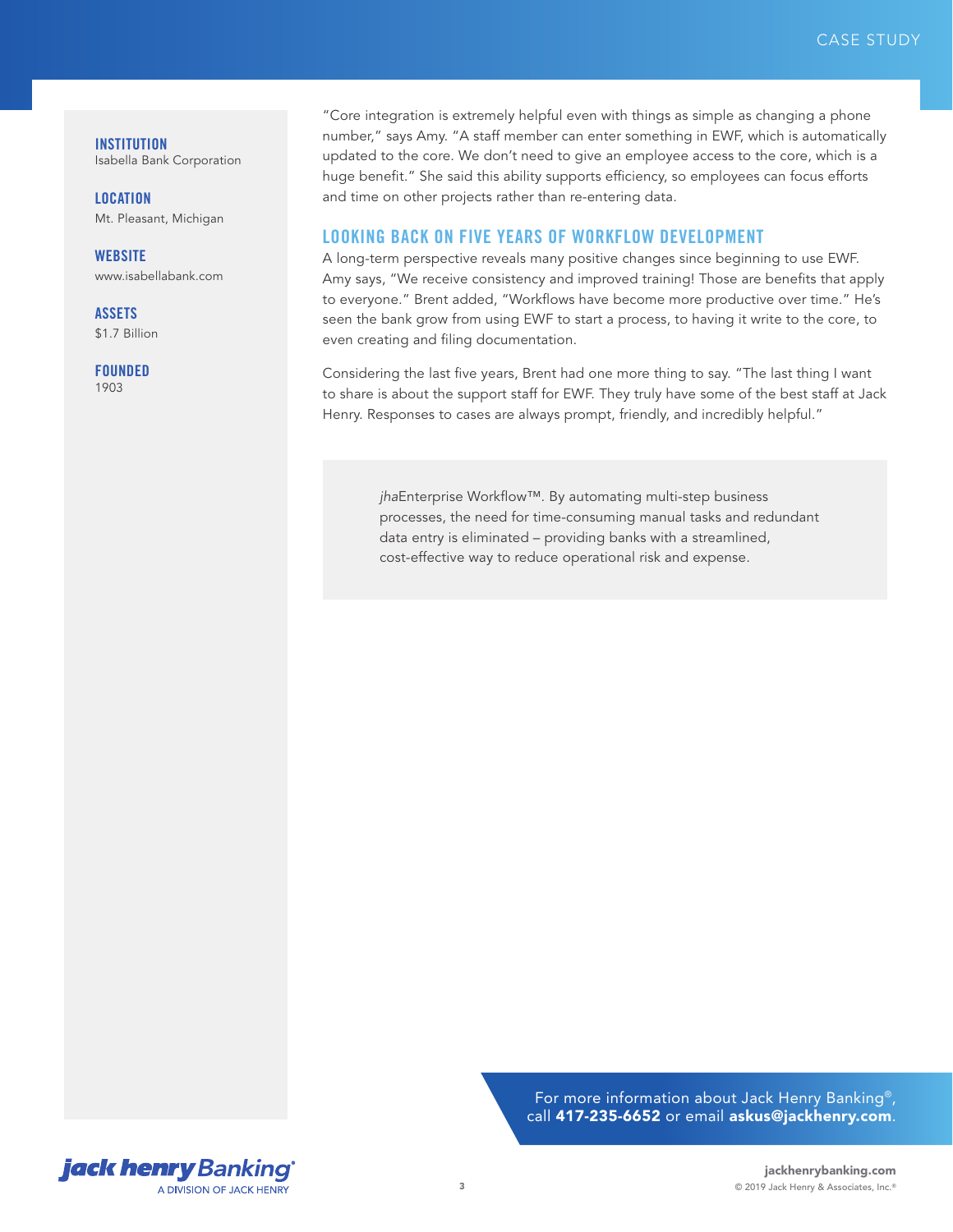**INSTITUTION**
Isabella Bank Corporation

**LOCATION**
Mt. Pleasant, Michigan

**WEBSITE**
www.isabellabank.com

**ASSETS**
$1.7 Billion

**FOUNDED**
1903

"Core integration is extremely helpful even with things as simple as changing a phone number," says Amy. "A staff member can enter something in EWF, which is automatically updated to the core. We don't need to give an employee access to the core, which is a huge benefit." She said this ability supports efficiency, so employees can focus efforts and time on other projects rather than re-entering data.

## LOOKING BACK ON FIVE YEARS OF WORKFLOW DEVELOPMENT

A long-term perspective reveals many positive changes since beginning to use EWF. Amy says, "We receive consistency and improved training! Those are benefits that apply to everyone." Brent added, "Workflows have become more productive over time." He's seen the bank grow from using EWF to start a process, to having it write to the core, to even creating and filing documentation.

Considering the last five years, Brent had one more thing to say. "The last thing I want to share is about the support staff for EWF. They truly have some of the best staff at Jack Henry. Responses to cases are always prompt, friendly, and incredibly helpful."

> *jha*Enterprise Workflow™. By automating multi-step business processes, the need for time-consuming manual tasks and redundant data entry is eliminated – providing banks with a streamlined, cost-effective way to reduce operational risk and expense.

For more information about Jack Henry Banking®, call **417-235-6652** or email **askus@jackhenry.com**.

jackhenrybanking.com
© 2019 Jack Henry & Associates, Inc.®